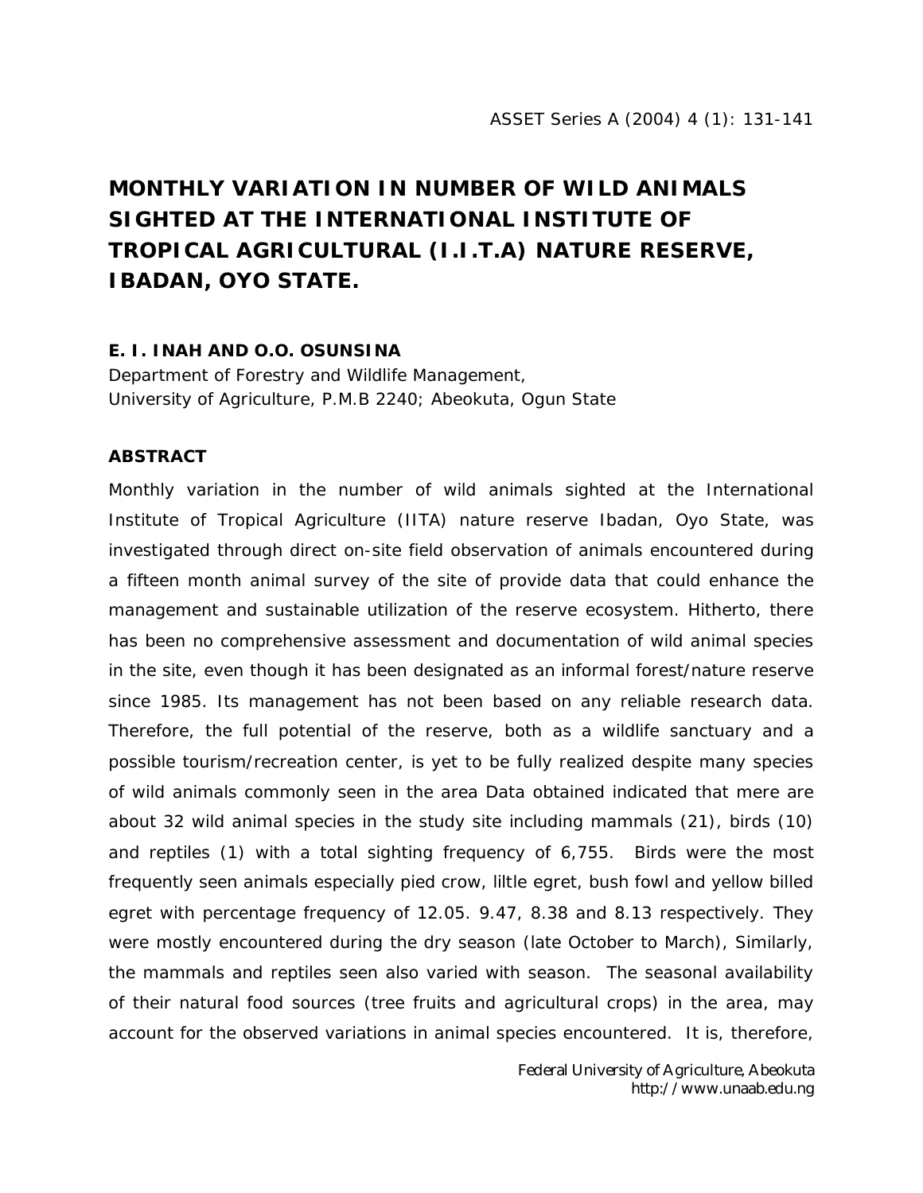# MONTHLY VARIATION IN NUMBER OF WILD ANIMALS SIGHTED AT THE INTERNATIONAL INSTITUTE OF TROPICAL AGRICULTURAL (I.I.T.A) NATURE RESERVE, IBADAN, OYO STATE.

**E. I. INAH AND O.O. OSUNSINA**

Department of Forestry and Wildlife Management,
University of Agriculture, P.M.B 2240; Abeokuta, Ogun State

## ABSTRACT

Monthly variation in the number of wild animals sighted at the International Institute of Tropical Agriculture (IITA) nature reserve Ibadan, Oyo State, was investigated through direct on-site field observation of animals encountered during a fifteen month animal survey of the site of provide data that could enhance the management and sustainable utilization of the reserve ecosystem. Hitherto, there has been no comprehensive assessment and documentation of wild animal species in the site, even though it has been designated as an informal forest/nature reserve since 1985. Its management has not been based on any reliable research data. Therefore, the full potential of the reserve, both as a wildlife sanctuary and a possible tourism/recreation center, is yet to be fully realized despite many species of wild animals commonly seen in the area Data obtained indicated that mere are about 32 wild animal species in the study site including mammals (21), birds (10) and reptiles (1) with a total sighting frequency of 6,755. Birds were the most frequently seen animals especially pied crow, liltle egret, bush fowl and yellow billed egret with percentage frequency of 12.05. 9.47, 8.38 and 8.13 respectively. They were mostly encountered during the dry season (late October to March), Similarly, the mammals and reptiles seen also varied with season. The seasonal availability of their natural food sources (tree fruits and agricultural crops) in the area, may account for the observed variations in animal species encountered. It is, therefore,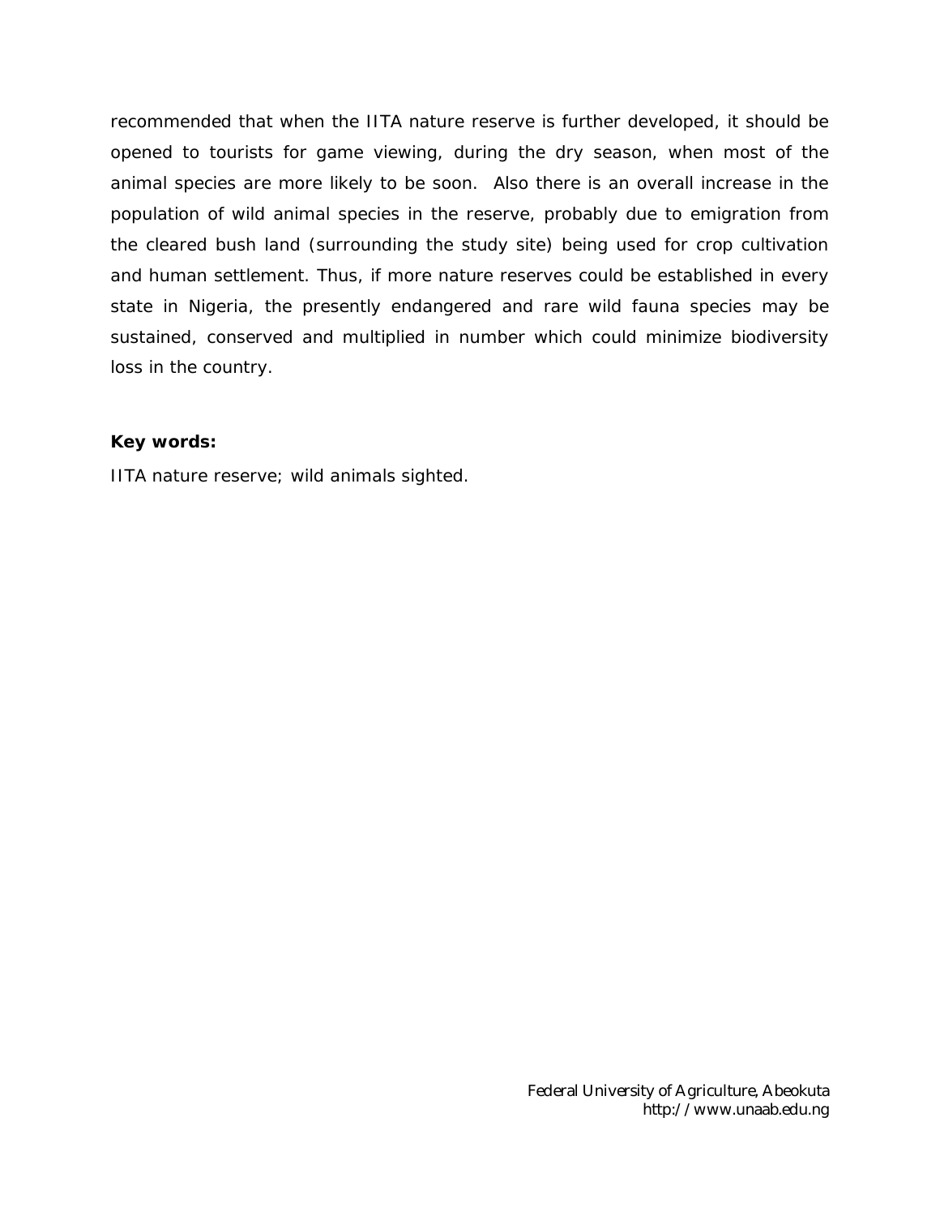recommended that when the IITA nature reserve is further developed, it should be opened to tourists for game viewing, during the dry season, when most of the animal species are more likely to be soon. Also there is an overall increase in the population of wild animal species in the reserve, probably due to emigration from the cleared bush land (surrounding the study site) being used for crop cultivation and human settlement. Thus, if more nature reserves could be established in every state in Nigeria, the presently endangered and rare wild fauna species may be sustained, conserved and multiplied in number which could minimize biodiversity loss in the country.

**Key words:**

IITA nature reserve; wild animals sighted.